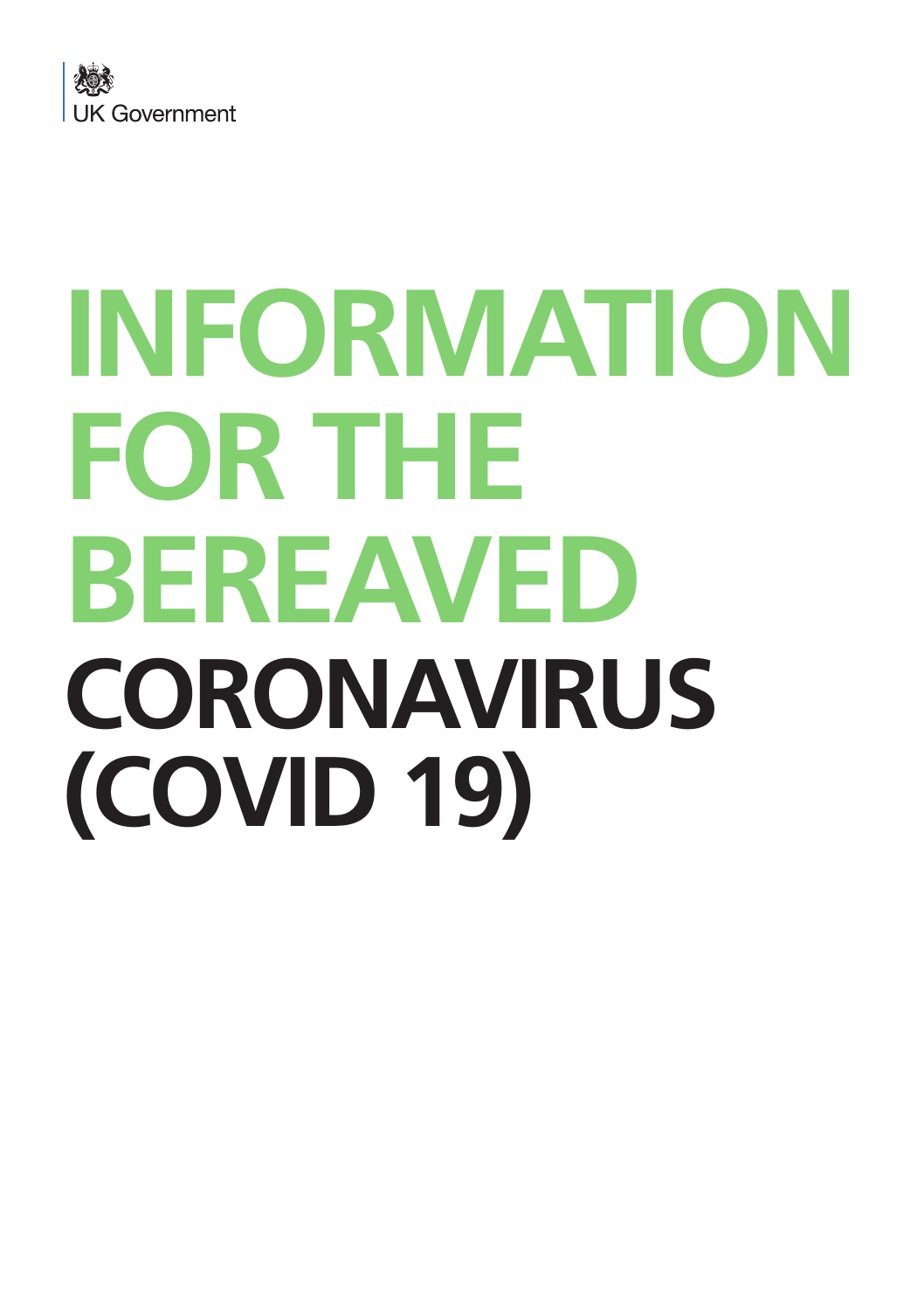UK Government

# INFORMATION FOR THE BEREAVED

# CORONAVIRUS (COVID 19)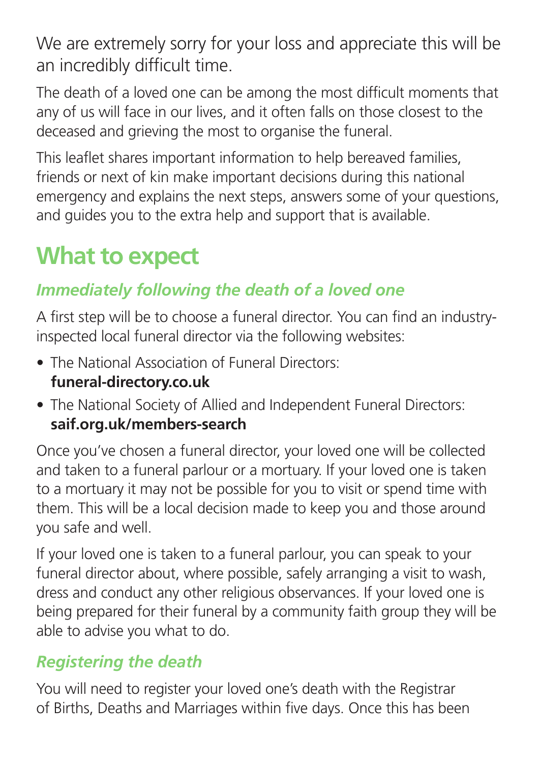We are extremely sorry for your loss and appreciate this will be an incredibly difficult time.

The death of a loved one can be among the most difficult moments that any of us will face in our lives, and it often falls on those closest to the deceased and grieving the most to organise the funeral.

This leaflet shares important information to help bereaved families, friends or next of kin make important decisions during this national emergency and explains the next steps, answers some of your questions, and guides you to the extra help and support that is available.

# What to expect

### *Immediately following the death of a loved one*

A first step will be to choose a funeral director. You can find an industry-inspected local funeral director via the following websites:

- The National Association of Funeral Directors: **funeral-directory.co.uk**
- The National Society of Allied and Independent Funeral Directors: **saif.org.uk/members-search**

Once you've chosen a funeral director, your loved one will be collected and taken to a funeral parlour or a mortuary. If your loved one is taken to a mortuary it may not be possible for you to visit or spend time with them. This will be a local decision made to keep you and those around you safe and well.

If your loved one is taken to a funeral parlour, you can speak to your funeral director about, where possible, safely arranging a visit to wash, dress and conduct any other religious observances. If your loved one is being prepared for their funeral by a community faith group they will be able to advise you what to do.

### *Registering the death*

You will need to register your loved one's death with the Registrar of Births, Deaths and Marriages within five days. Once this has been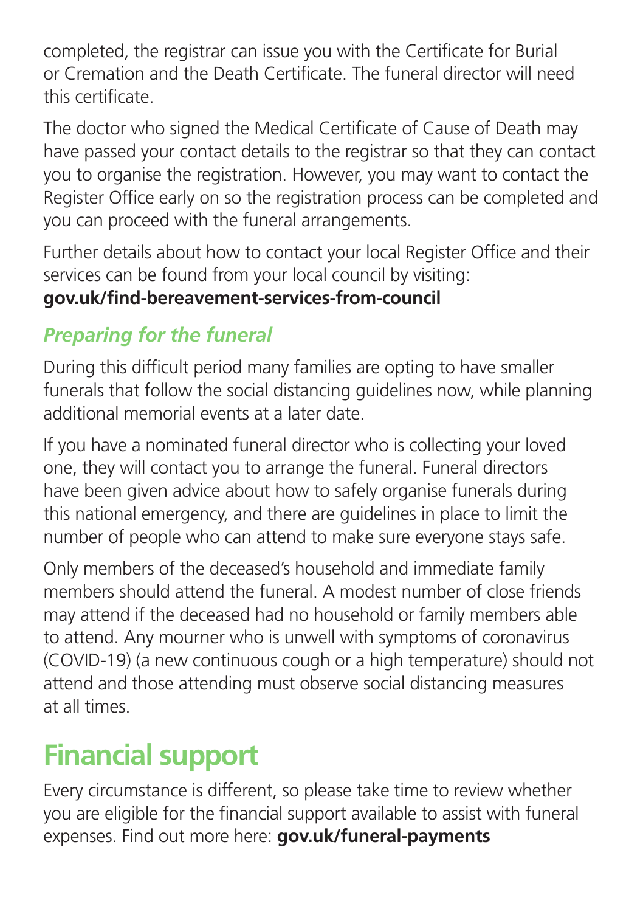completed, the registrar can issue you with the Certificate for Burial or Cremation and the Death Certificate. The funeral director will need this certificate.

The doctor who signed the Medical Certificate of Cause of Death may have passed your contact details to the registrar so that they can contact you to organise the registration. However, you may want to contact the Register Office early on so the registration process can be completed and you can proceed with the funeral arrangements.

Further details about how to contact your local Register Office and their services can be found from your local council by visiting: **gov.uk/find-bereavement-services-from-council**

### *Preparing for the funeral*

During this difficult period many families are opting to have smaller funerals that follow the social distancing guidelines now, while planning additional memorial events at a later date.

If you have a nominated funeral director who is collecting your loved one, they will contact you to arrange the funeral. Funeral directors have been given advice about how to safely organise funerals during this national emergency, and there are guidelines in place to limit the number of people who can attend to make sure everyone stays safe.

Only members of the deceased's household and immediate family members should attend the funeral. A modest number of close friends may attend if the deceased had no household or family members able to attend. Any mourner who is unwell with symptoms of coronavirus (COVID-19) (a new continuous cough or a high temperature) should not attend and those attending must observe social distancing measures at all times.

## Financial support

Every circumstance is different, so please take time to review whether you are eligible for the financial support available to assist with funeral expenses. Find out more here: **gov.uk/funeral-payments**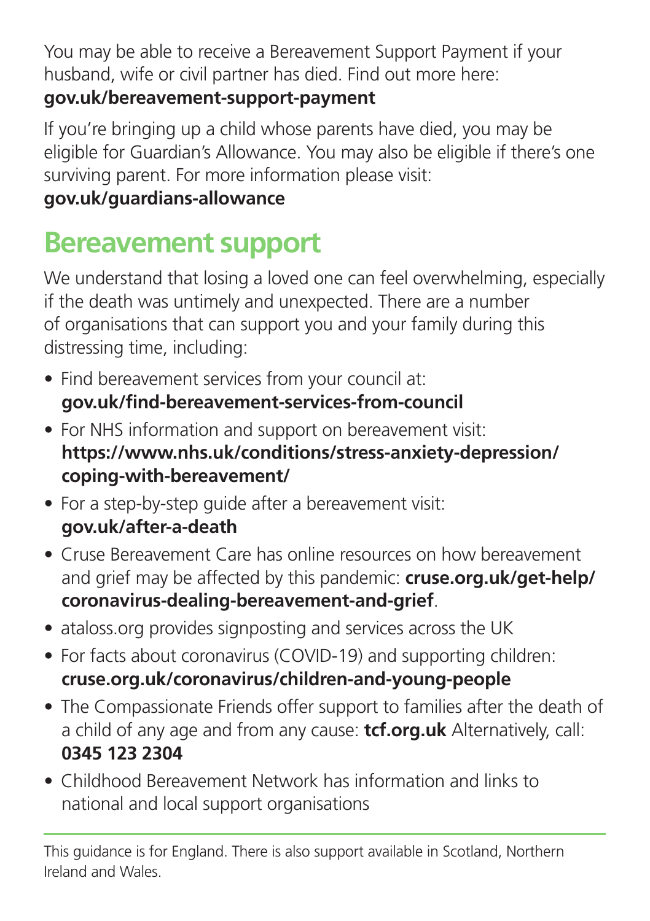You may be able to receive a Bereavement Support Payment if your husband, wife or civil partner has died. Find out more here:
**gov.uk/bereavement-support-payment**

If you're bringing up a child whose parents have died, you may be eligible for Guardian's Allowance. You may also be eligible if there's one surviving parent. For more information please visit:
**gov.uk/guardians-allowance**

## Bereavement support

We understand that losing a loved one can feel overwhelming, especially if the death was untimely and unexpected. There are a number of organisations that can support you and your family during this distressing time, including:

- Find bereavement services from your council at: **gov.uk/find-bereavement-services-from-council**
- For NHS information and support on bereavement visit: **https://www.nhs.uk/conditions/stress-anxiety-depression/coping-with-bereavement/**
- For a step-by-step guide after a bereavement visit: **gov.uk/after-a-death**
- Cruse Bereavement Care has online resources on how bereavement and grief may be affected by this pandemic: **cruse.org.uk/get-help/coronavirus-dealing-bereavement-and-grief**.
- ataloss.org provides signposting and services across the UK
- For facts about coronavirus (COVID-19) and supporting children: **cruse.org.uk/coronavirus/children-and-young-people**
- The Compassionate Friends offer support to families after the death of a child of any age and from any cause: **tcf.org.uk** Alternatively, call: **0345 123 2304**
- Childhood Bereavement Network has information and links to national and local support organisations

---

This guidance is for England. There is also support available in Scotland, Northern Ireland and Wales.